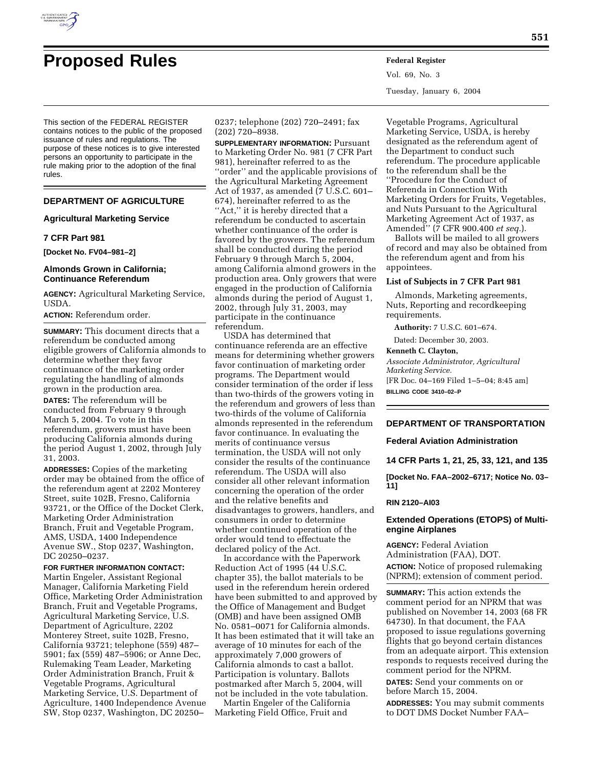# Proposed Rules

This section of the FEDERAL REGISTER contains notices to the public of the proposed issuance of rules and regulations. The purpose of these notices is to give interested persons an opportunity to participate in the rule making prior to the adoption of the final rules.

## DEPARTMENT OF AGRICULTURE

### Agricultural Marketing Service

### 7 CFR Part 981

**[Docket No. FV04–981–2]**

### Almonds Grown in California; Continuance Referendum

**AGENCY:** Agricultural Marketing Service, USDA.

**ACTION:** Referendum order.

**SUMMARY:** This document directs that a referendum be conducted among eligible growers of California almonds to determine whether they favor continuance of the marketing order regulating the handling of almonds grown in the production area.

**DATES:** The referendum will be conducted from February 9 through March 5, 2004. To vote in this referendum, growers must have been producing California almonds during the period August 1, 2002, through July 31, 2003.

**ADDRESSES:** Copies of the marketing order may be obtained from the office of the referendum agent at 2202 Monterey Street, suite 102B, Fresno, California 93721, or the Office of the Docket Clerk, Marketing Order Administration Branch, Fruit and Vegetable Program, AMS, USDA, 1400 Independence Avenue SW., Stop 0237, Washington, DC 20250–0237.

**FOR FURTHER INFORMATION CONTACT:** Martin Engeler, Assistant Regional Manager, California Marketing Field Office, Marketing Order Administration Branch, Fruit and Vegetable Programs, Agricultural Marketing Service, U.S. Department of Agriculture, 2202 Monterey Street, suite 102B, Fresno, California 93721; telephone (559) 487–5901; fax (559) 487–5906; or Anne Dec, Rulemaking Team Leader, Marketing Order Administration Branch, Fruit & Vegetable Programs, Agricultural Marketing Service, U.S. Department of Agriculture, 1400 Independence Avenue SW, Stop 0237, Washington, DC 20250–0237; telephone (202) 720–2491; fax (202) 720–8938.

**SUPPLEMENTARY INFORMATION:** Pursuant to Marketing Order No. 981 (7 CFR Part 981), hereinafter referred to as the ''order'' and the applicable provisions of the Agricultural Marketing Agreement Act of 1937, as amended (7 U.S.C. 601–674), hereinafter referred to as the ''Act,'' it is hereby directed that a referendum be conducted to ascertain whether continuance of the order is favored by the growers. The referendum shall be conducted during the period February 9 through March 5, 2004, among California almond growers in the production area. Only growers that were engaged in the production of California almonds during the period of August 1, 2002, through July 31, 2003, may participate in the continuance referendum.

USDA has determined that continuance referenda are an effective means for determining whether growers favor continuation of marketing order programs. The Department would consider termination of the order if less than two-thirds of the growers voting in the referendum and growers of less than two-thirds of the volume of California almonds represented in the referendum favor continuance. In evaluating the merits of continuance versus termination, the USDA will not only consider the results of the continuance referendum. The USDA will also consider all other relevant information concerning the operation of the order and the relative benefits and disadvantages to growers, handlers, and consumers in order to determine whether continued operation of the order would tend to effectuate the declared policy of the Act.

In accordance with the Paperwork Reduction Act of 1995 (44 U.S.C. chapter 35), the ballot materials to be used in the referendum herein ordered have been submitted to and approved by the Office of Management and Budget (OMB) and have been assigned OMB No. 0581–0071 for California almonds. It has been estimated that it will take an average of 10 minutes for each of the approximately 7,000 growers of California almonds to cast a ballot. Participation is voluntary. Ballots postmarked after March 5, 2004, will not be included in the vote tabulation.

Martin Engeler of the California Marketing Field Office, Fruit and Vegetable Programs, Agricultural Marketing Service, USDA, is hereby designated as the referendum agent of the Department to conduct such referendum. The procedure applicable to the referendum shall be the ''Procedure for the Conduct of Referenda in Connection With Marketing Orders for Fruits, Vegetables, and Nuts Pursuant to the Agricultural Marketing Agreement Act of 1937, as Amended'' (7 CFR 900.400 *et seq.*).

Ballots will be mailed to all growers of record and may also be obtained from the referendum agent and from his appointees.

**List of Subjects in 7 CFR Part 981**

Almonds, Marketing agreements, Nuts, Reporting and recordkeeping requirements.

**Authority:** 7 U.S.C. 601–674.

Dated: December 30, 2003.

**Kenneth C. Clayton,**

*Associate Administrator, Agricultural Marketing Service.*

[FR Doc. 04–169 Filed 1–5–04; 8:45 am]

**BILLING CODE 3410–02–P**

## DEPARTMENT OF TRANSPORTATION

### Federal Aviation Administration

### 14 CFR Parts 1, 21, 25, 33, 121, and 135

**[Docket No. FAA–2002–6717; Notice No. 03–11]**

**RIN 2120–AI03**

### Extended Operations (ETOPS) of Multi-engine Airplanes

**AGENCY:** Federal Aviation Administration (FAA), DOT.

**ACTION:** Notice of proposed rulemaking (NPRM); extension of comment period.

**SUMMARY:** This action extends the comment period for an NPRM that was published on November 14, 2003 (68 FR 64730). In that document, the FAA proposed to issue regulations governing flights that go beyond certain distances from an adequate airport. This extension responds to requests received during the comment period for the NPRM.

**DATES:** Send your comments on or before March 15, 2004.

**ADDRESSES:** You may submit comments to DOT DMS Docket Number FAA–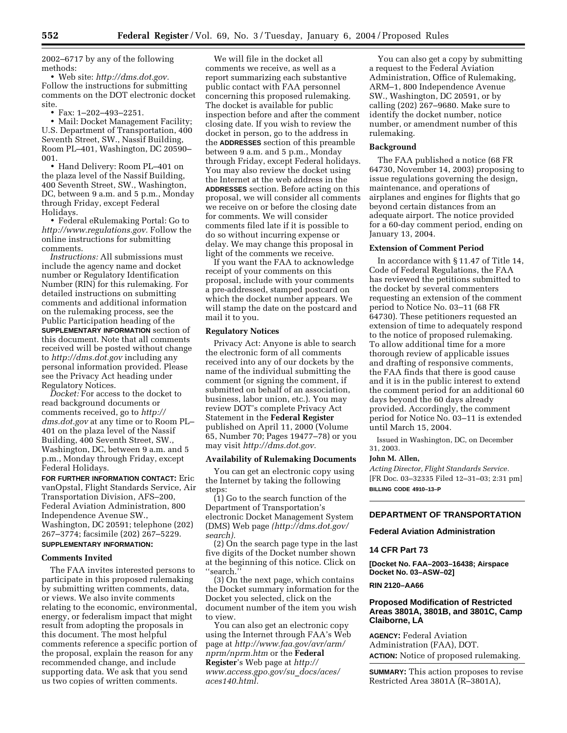2002–6717 by any of the following methods:

- Web site: *http://dms.dot.gov.* Follow the instructions for submitting comments on the DOT electronic docket site.
- Fax: 1–202–493–2251.
- Mail: Docket Management Facility; U.S. Department of Transportation, 400 Seventh Street, SW., Nassif Building, Room PL–401, Washington, DC 20590–001.
- Hand Delivery: Room PL–401 on the plaza level of the Nassif Building, 400 Seventh Street, SW., Washington, DC, between 9 a.m. and 5 p.m., Monday through Friday, except Federal Holidays.
- Federal eRulemaking Portal: Go to *http://www.regulations.gov.* Follow the online instructions for submitting comments.

*Instructions:* All submissions must include the agency name and docket number or Regulatory Identification Number (RIN) for this rulemaking. For detailed instructions on submitting comments and additional information on the rulemaking process, see the Public Participation heading of the **SUPPLEMENTARY INFORMATION** section of this document. Note that all comments received will be posted without change to *http://dms.dot.gov* including any personal information provided. Please see the Privacy Act heading under Regulatory Notices.

*Docket:* For access to the docket to read background documents or comments received, go to *http://dms.dot.gov* at any time or to Room PL–401 on the plaza level of the Nassif Building, 400 Seventh Street, SW., Washington, DC, between 9 a.m. and 5 p.m., Monday through Friday, except Federal Holidays.

**FOR FURTHER INFORMATION CONTACT:** Eric vanOpstal, Flight Standards Service, Air Transportation Division, AFS–200, Federal Aviation Administration, 800 Independence Avenue SW., Washington, DC 20591; telephone (202) 267–3774; facsimile (202) 267–5229.

**SUPPLEMENTARY INFORMATION:**

**Comments Invited**

The FAA invites interested persons to participate in this proposed rulemaking by submitting written comments, data, or views. We also invite comments relating to the economic, environmental, energy, or federalism impact that might result from adopting the proposals in this document. The most helpful comments reference a specific portion of the proposal, explain the reason for any recommended change, and include supporting data. We ask that you send us two copies of written comments.

We will file in the docket all comments we receive, as well as a report summarizing each substantive public contact with FAA personnel concerning this proposed rulemaking. The docket is available for public inspection before and after the comment closing date. If you wish to review the docket in person, go to the address in the **ADDRESSES** section of this preamble between 9 a.m. and 5 p.m., Monday through Friday, except Federal holidays. You may also review the docket using the Internet at the web address in the **ADDRESSES** section. Before acting on this proposal, we will consider all comments we receive on or before the closing date for comments. We will consider comments filed late if it is possible to do so without incurring expense or delay. We may change this proposal in light of the comments we receive.

If you want the FAA to acknowledge receipt of your comments on this proposal, include with your comments a pre-addressed, stamped postcard on which the docket number appears. We will stamp the date on the postcard and mail it to you.

**Regulatory Notices**

Privacy Act: Anyone is able to search the electronic form of all comments received into any of our dockets by the name of the individual submitting the comment (or signing the comment, if submitted on behalf of an association, business, labor union, etc.). You may review DOT's complete Privacy Act Statement in the **Federal Register** published on April 11, 2000 (Volume 65, Number 70; Pages 19477–78) or you may visit *http://dms.dot.gov.*

**Availability of Rulemaking Documents**

You can get an electronic copy using the Internet by taking the following steps:

(1) Go to the search function of the Department of Transportation's electronic Docket Management System (DMS) Web page *(http://dms.dot.gov/search).*

(2) On the search page type in the last five digits of the Docket number shown at the beginning of this notice. Click on ''search.''

(3) On the next page, which contains the Docket summary information for the Docket you selected, click on the document number of the item you wish to view.

You can also get an electronic copy using the Internet through FAA's Web page at *http://www.faa.gov/avr/arm/nprm/nprm.htm* or the **Federal Register**'s Web page at *http://www.access.gpo.gov/su_docs/aces/aces140.html.*

You can also get a copy by submitting a request to the Federal Aviation Administration, Office of Rulemaking, ARM–1, 800 Independence Avenue SW., Washington, DC 20591, or by calling (202) 267–9680. Make sure to identify the docket number, notice number, or amendment number of this rulemaking.

**Background**

The FAA published a notice (68 FR 64730, November 14, 2003) proposing to issue regulations governing the design, maintenance, and operations of airplanes and engines for flights that go beyond certain distances from an adequate airport. The notice provided for a 60-day comment period, ending on January 13, 2004.

**Extension of Comment Period**

In accordance with § 11.47 of Title 14, Code of Federal Regulations, the FAA has reviewed the petitions submitted to the docket by several commenters requesting an extension of the comment period to Notice No. 03–11 (68 FR 64730). These petitioners requested an extension of time to adequately respond to the notice of proposed rulemaking. To allow additional time for a more thorough review of applicable issues and drafting of responsive comments, the FAA finds that there is good cause and it is in the public interest to extend the comment period for an additional 60 days beyond the 60 days already provided. Accordingly, the comment period for Notice No. 03–11 is extended until March 15, 2004.

Issued in Washington, DC, on December 31, 2003.

**John M. Allen,**

*Acting Director, Flight Standards Service.*

[FR Doc. 03–32335 Filed 12–31–03; 2:31 pm]

**BILLING CODE 4910–13–P**

---

## DEPARTMENT OF TRANSPORTATION

### Federal Aviation Administration

### 14 CFR Part 73

**[Docket No. FAA–2003–16438; Airspace Docket No. 03–ASW–02]**

**RIN 2120–AA66**

### Proposed Modification of Restricted Areas 3801A, 3801B, and 3801C, Camp Claiborne, LA

**AGENCY:** Federal Aviation Administration (FAA), DOT.

**ACTION:** Notice of proposed rulemaking.

**SUMMARY:** This action proposes to revise Restricted Area 3801A (R–3801A),